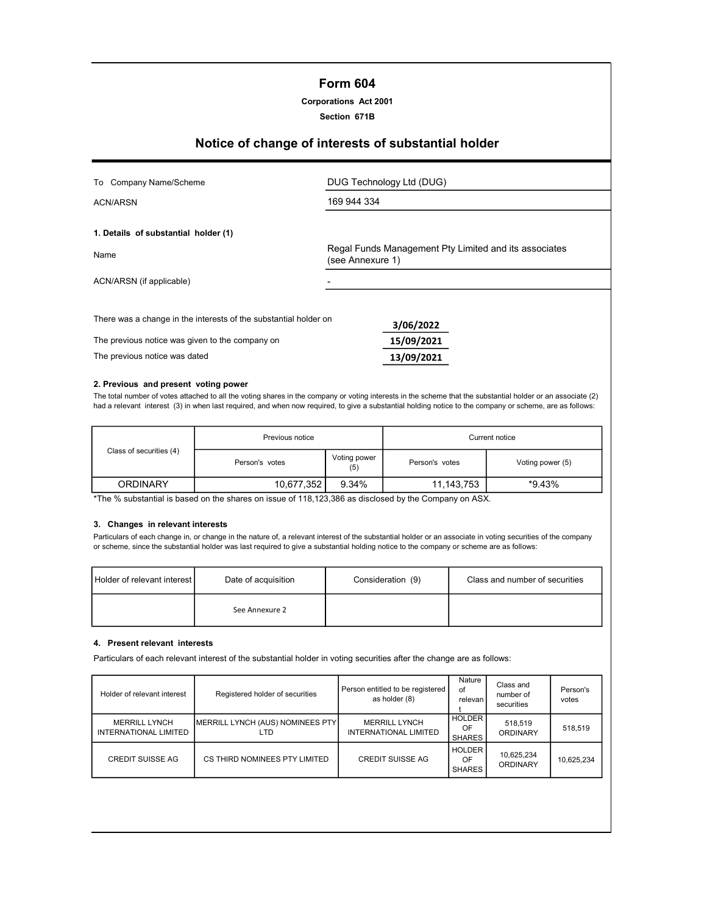# Form 604

**Corporations Act 2001**

**Section 671B**

## Notice of change of interests of substantial holder

| | |
|---|---|
| To Company Name/Scheme | DUG Technology Ltd (DUG) |
| ACN/ARSN | 169 944 334 |

**1. Details of substantial holder (1)**

| | |
|---|---|
| Name | Regal Funds Management Pty Limited and its associates (see Annexure 1) |
| ACN/ARSN (if applicable) | - |

| | |
|---|---|
| There was a change in the interests of the substantial holder on | 3/06/2022 |
| The previous notice was given to the company on | 15/09/2021 |
| The previous notice was dated | 13/09/2021 |

**2. Previous and present voting power**

The total number of votes attached to all the voting shares in the company or voting interests in the scheme that the substantial holder or an associate (2) had a relevant interest (3) in when last required, and when now required, to give a substantial holding notice to the company or scheme, are as follows:

| Class of securities (4) | Previous notice | | Current notice | |
|---|---|---|---|---|
| | Person's votes | Voting power (5) | Person's votes | Voting power (5) |
| ORDINARY | 10,677,352 | 9.34% | 11,143,753 | *9.43% |

*The % substantial is based on the shares on issue of 118,123,386 as disclosed by the Company on ASX.

**3. Changes in relevant interests**

Particulars of each change in, or change in the nature of, a relevant interest of the substantial holder or an associate in voting securities of the company or scheme, since the substantial holder was last required to give a substantial holding notice to the company or scheme are as follows:

| Holder of relevant interest | Date of acquisition | Consideration (9) | Class and number of securities |
|---|---|---|---|
| | See Annexure 2 | | |

**4. Present relevant interests**

Particulars of each relevant interest of the substantial holder in voting securities after the change are as follows:

| Holder of relevant interest | Registered holder of securities | Person entitled to be registered as holder (8) | Nature of relevant | Class and number of securities | Person's votes |
|---|---|---|---|---|---|
| MERRILL LYNCH INTERNATIONAL LIMITED | MERRILL LYNCH (AUS) NOMINEES PTY LTD | MERRILL LYNCH INTERNATIONAL LIMITED | HOLDER OF SHARES | 518,519 ORDINARY | 518,519 |
| CREDIT SUISSE AG | CS THIRD NOMINEES PTY LIMITED | CREDIT SUISSE AG | HOLDER OF SHARES | 10,625,234 ORDINARY | 10,625,234 |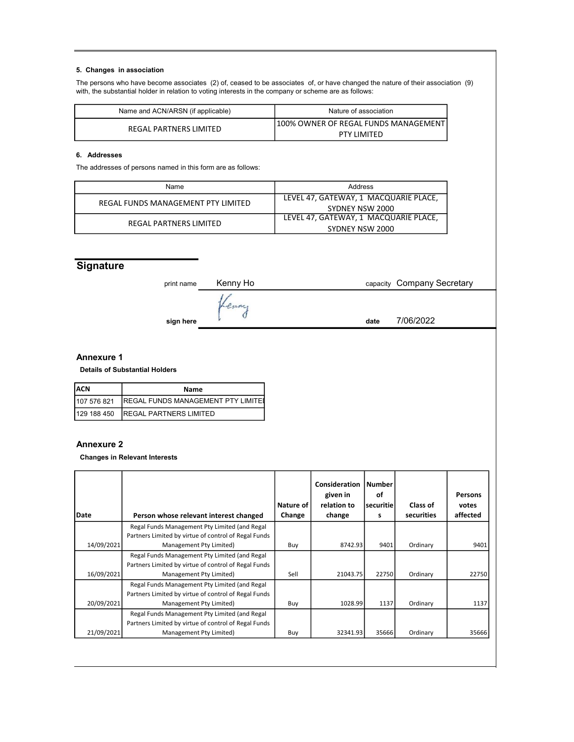### 5. Changes in association

The persons who have become associates (2) of, ceased to be associates of, or have changed the nature of their association (9) with, the substantial holder in relation to voting interests in the company or scheme are as follows:

| Name and ACN/ARSN (if applicable) | Nature of association |
|---|---|
| REGAL PARTNERS LIMITED | 100% OWNER OF REGAL FUNDS MANAGEMENT PTY LIMITED |

### 6. Addresses

The addresses of persons named in this form are as follows:

| Name | Address |
|---|---|
| REGAL FUNDS MANAGEMENT PTY LIMITED | LEVEL 47, GATEWAY, 1 MACQUARIE PLACE, SYDNEY NSW 2000 |
| REGAL PARTNERS LIMITED | LEVEL 47, GATEWAY, 1 MACQUARIE PLACE, SYDNEY NSW 2000 |

## Signature

print name Kenny Ho capacity Company Secretary

sign here Kenny date 7/06/2022

## Annexure 1

**Details of Substantial Holders**

| ACN | Name |
|---|---|
| 107 576 821 | REGAL FUNDS MANAGEMENT PTY LIMITED |
| 129 188 450 | REGAL PARTNERS LIMITED |

## Annexure 2

**Changes in Relevant Interests**

| Date | Person whose relevant interest changed | Nature of Change | Consideration given in relation to change | Number of securities | Class of securities | Persons votes affected |
|---|---|---|---|---|---|---|
| 14/09/2021 | Regal Funds Management Pty Limited (and Regal Partners Limited by virtue of control of Regal Funds Management Pty Limited) | Buy | 8742.93 | 9401 | Ordinary | 9401 |
| 16/09/2021 | Regal Funds Management Pty Limited (and Regal Partners Limited by virtue of control of Regal Funds Management Pty Limited) | Sell | 21043.75 | 22750 | Ordinary | 22750 |
| 20/09/2021 | Regal Funds Management Pty Limited (and Regal Partners Limited by virtue of control of Regal Funds Management Pty Limited) | Buy | 1028.99 | 1137 | Ordinary | 1137 |
| 21/09/2021 | Regal Funds Management Pty Limited (and Regal Partners Limited by virtue of control of Regal Funds Management Pty Limited) | Buy | 32341.93 | 35666 | Ordinary | 35666 |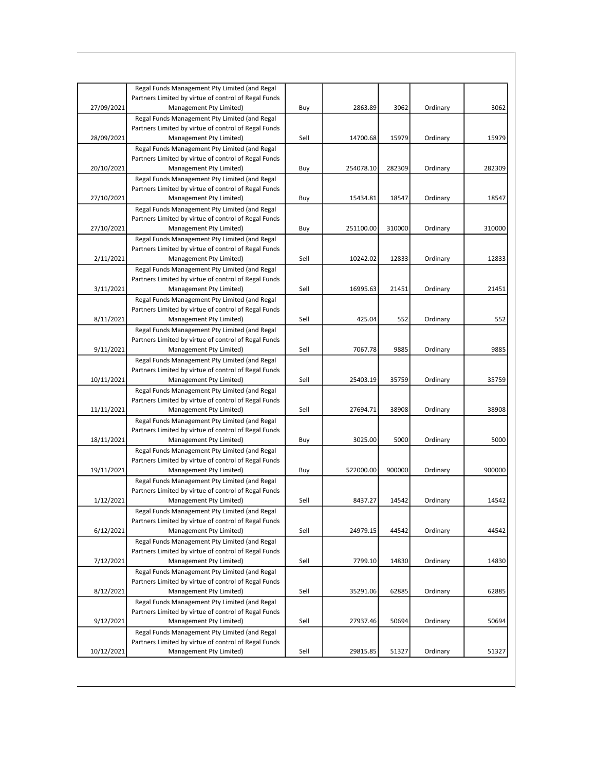| | | | | | | |
|---|---|---|---|---|---|---|
| 27/09/2021 | Regal Funds Management Pty Limited (and Regal Partners Limited by virtue of control of Regal Funds Management Pty Limited) | Buy | 2863.89 | 3062 | Ordinary | 3062 |
| 28/09/2021 | Regal Funds Management Pty Limited (and Regal Partners Limited by virtue of control of Regal Funds Management Pty Limited) | Sell | 14700.68 | 15979 | Ordinary | 15979 |
| 20/10/2021 | Regal Funds Management Pty Limited (and Regal Partners Limited by virtue of control of Regal Funds Management Pty Limited) | Buy | 254078.10 | 282309 | Ordinary | 282309 |
| 27/10/2021 | Regal Funds Management Pty Limited (and Regal Partners Limited by virtue of control of Regal Funds Management Pty Limited) | Buy | 15434.81 | 18547 | Ordinary | 18547 |
| 27/10/2021 | Regal Funds Management Pty Limited (and Regal Partners Limited by virtue of control of Regal Funds Management Pty Limited) | Buy | 251100.00 | 310000 | Ordinary | 310000 |
| 2/11/2021 | Regal Funds Management Pty Limited (and Regal Partners Limited by virtue of control of Regal Funds Management Pty Limited) | Sell | 10242.02 | 12833 | Ordinary | 12833 |
| 3/11/2021 | Regal Funds Management Pty Limited (and Regal Partners Limited by virtue of control of Regal Funds Management Pty Limited) | Sell | 16995.63 | 21451 | Ordinary | 21451 |
| 8/11/2021 | Regal Funds Management Pty Limited (and Regal Partners Limited by virtue of control of Regal Funds Management Pty Limited) | Sell | 425.04 | 552 | Ordinary | 552 |
| 9/11/2021 | Regal Funds Management Pty Limited (and Regal Partners Limited by virtue of control of Regal Funds Management Pty Limited) | Sell | 7067.78 | 9885 | Ordinary | 9885 |
| 10/11/2021 | Regal Funds Management Pty Limited (and Regal Partners Limited by virtue of control of Regal Funds Management Pty Limited) | Sell | 25403.19 | 35759 | Ordinary | 35759 |
| 11/11/2021 | Regal Funds Management Pty Limited (and Regal Partners Limited by virtue of control of Regal Funds Management Pty Limited) | Sell | 27694.71 | 38908 | Ordinary | 38908 |
| 18/11/2021 | Regal Funds Management Pty Limited (and Regal Partners Limited by virtue of control of Regal Funds Management Pty Limited) | Buy | 3025.00 | 5000 | Ordinary | 5000 |
| 19/11/2021 | Regal Funds Management Pty Limited (and Regal Partners Limited by virtue of control of Regal Funds Management Pty Limited) | Buy | 522000.00 | 900000 | Ordinary | 900000 |
| 1/12/2021 | Regal Funds Management Pty Limited (and Regal Partners Limited by virtue of control of Regal Funds Management Pty Limited) | Sell | 8437.27 | 14542 | Ordinary | 14542 |
| 6/12/2021 | Regal Funds Management Pty Limited (and Regal Partners Limited by virtue of control of Regal Funds Management Pty Limited) | Sell | 24979.15 | 44542 | Ordinary | 44542 |
| 7/12/2021 | Regal Funds Management Pty Limited (and Regal Partners Limited by virtue of control of Regal Funds Management Pty Limited) | Sell | 7799.10 | 14830 | Ordinary | 14830 |
| 8/12/2021 | Regal Funds Management Pty Limited (and Regal Partners Limited by virtue of control of Regal Funds Management Pty Limited) | Sell | 35291.06 | 62885 | Ordinary | 62885 |
| 9/12/2021 | Regal Funds Management Pty Limited (and Regal Partners Limited by virtue of control of Regal Funds Management Pty Limited) | Sell | 27937.46 | 50694 | Ordinary | 50694 |
| 10/12/2021 | Regal Funds Management Pty Limited (and Regal Partners Limited by virtue of control of Regal Funds Management Pty Limited) | Sell | 29815.85 | 51327 | Ordinary | 51327 |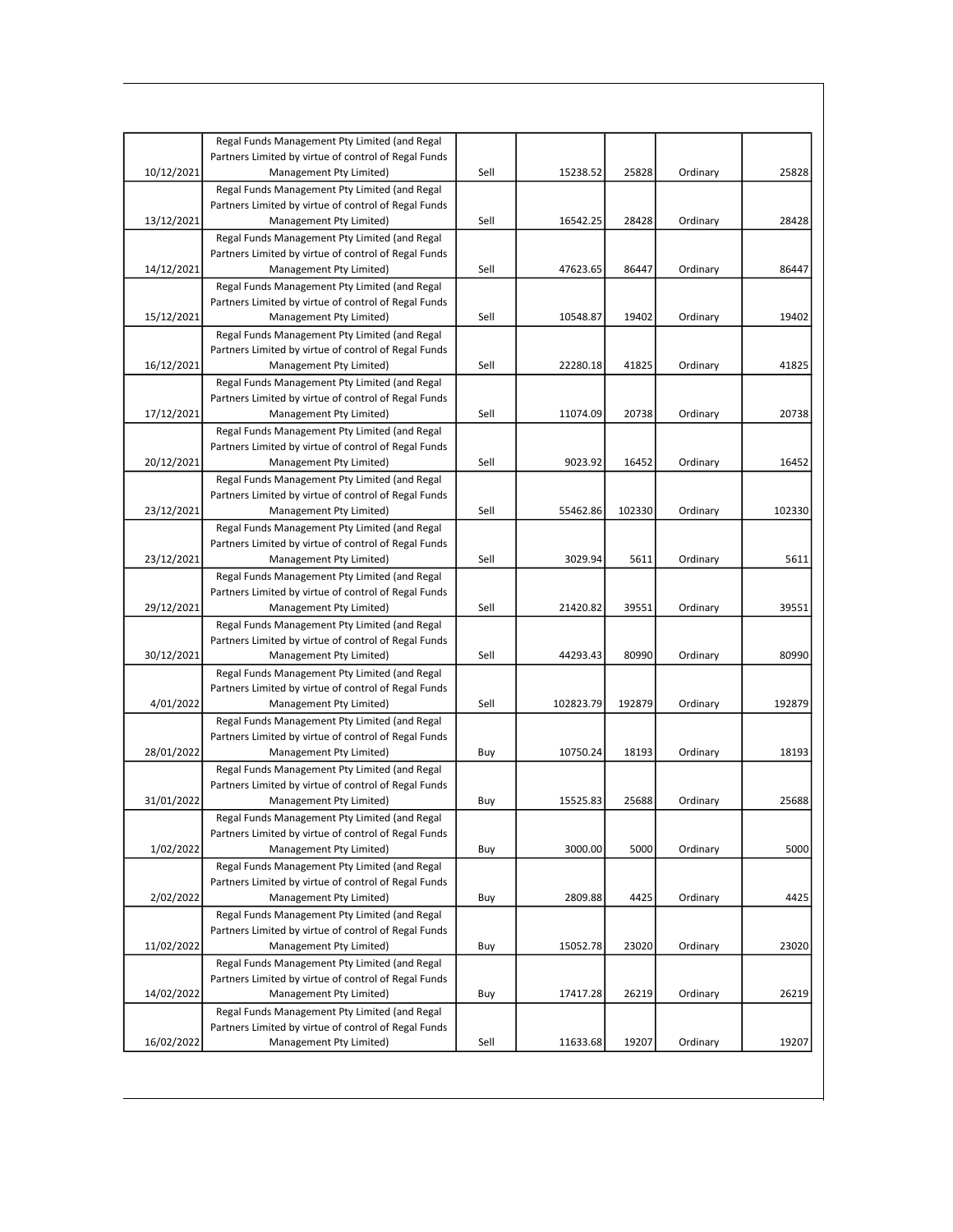| | | | | | | |
|---|---|---|---|---|---|---|
| 10/12/2021 | Regal Funds Management Pty Limited (and Regal Partners Limited by virtue of control of Regal Funds Management Pty Limited) | Sell | 15238.52 | 25828 | Ordinary | 25828 |
| 13/12/2021 | Regal Funds Management Pty Limited (and Regal Partners Limited by virtue of control of Regal Funds Management Pty Limited) | Sell | 16542.25 | 28428 | Ordinary | 28428 |
| 14/12/2021 | Regal Funds Management Pty Limited (and Regal Partners Limited by virtue of control of Regal Funds Management Pty Limited) | Sell | 47623.65 | 86447 | Ordinary | 86447 |
| 15/12/2021 | Regal Funds Management Pty Limited (and Regal Partners Limited by virtue of control of Regal Funds Management Pty Limited) | Sell | 10548.87 | 19402 | Ordinary | 19402 |
| 16/12/2021 | Regal Funds Management Pty Limited (and Regal Partners Limited by virtue of control of Regal Funds Management Pty Limited) | Sell | 22280.18 | 41825 | Ordinary | 41825 |
| 17/12/2021 | Regal Funds Management Pty Limited (and Regal Partners Limited by virtue of control of Regal Funds Management Pty Limited) | Sell | 11074.09 | 20738 | Ordinary | 20738 |
| 20/12/2021 | Regal Funds Management Pty Limited (and Regal Partners Limited by virtue of control of Regal Funds Management Pty Limited) | Sell | 9023.92 | 16452 | Ordinary | 16452 |
| 23/12/2021 | Regal Funds Management Pty Limited (and Regal Partners Limited by virtue of control of Regal Funds Management Pty Limited) | Sell | 55462.86 | 102330 | Ordinary | 102330 |
| 23/12/2021 | Regal Funds Management Pty Limited (and Regal Partners Limited by virtue of control of Regal Funds Management Pty Limited) | Sell | 3029.94 | 5611 | Ordinary | 5611 |
| 29/12/2021 | Regal Funds Management Pty Limited (and Regal Partners Limited by virtue of control of Regal Funds Management Pty Limited) | Sell | 21420.82 | 39551 | Ordinary | 39551 |
| 30/12/2021 | Regal Funds Management Pty Limited (and Regal Partners Limited by virtue of control of Regal Funds Management Pty Limited) | Sell | 44293.43 | 80990 | Ordinary | 80990 |
| 4/01/2022 | Regal Funds Management Pty Limited (and Regal Partners Limited by virtue of control of Regal Funds Management Pty Limited) | Sell | 102823.79 | 192879 | Ordinary | 192879 |
| 28/01/2022 | Regal Funds Management Pty Limited (and Regal Partners Limited by virtue of control of Regal Funds Management Pty Limited) | Buy | 10750.24 | 18193 | Ordinary | 18193 |
| 31/01/2022 | Regal Funds Management Pty Limited (and Regal Partners Limited by virtue of control of Regal Funds Management Pty Limited) | Buy | 15525.83 | 25688 | Ordinary | 25688 |
| 1/02/2022 | Regal Funds Management Pty Limited (and Regal Partners Limited by virtue of control of Regal Funds Management Pty Limited) | Buy | 3000.00 | 5000 | Ordinary | 5000 |
| 2/02/2022 | Regal Funds Management Pty Limited (and Regal Partners Limited by virtue of control of Regal Funds Management Pty Limited) | Buy | 2809.88 | 4425 | Ordinary | 4425 |
| 11/02/2022 | Regal Funds Management Pty Limited (and Regal Partners Limited by virtue of control of Regal Funds Management Pty Limited) | Buy | 15052.78 | 23020 | Ordinary | 23020 |
| 14/02/2022 | Regal Funds Management Pty Limited (and Regal Partners Limited by virtue of control of Regal Funds Management Pty Limited) | Buy | 17417.28 | 26219 | Ordinary | 26219 |
| 16/02/2022 | Regal Funds Management Pty Limited (and Regal Partners Limited by virtue of control of Regal Funds Management Pty Limited) | Sell | 11633.68 | 19207 | Ordinary | 19207 |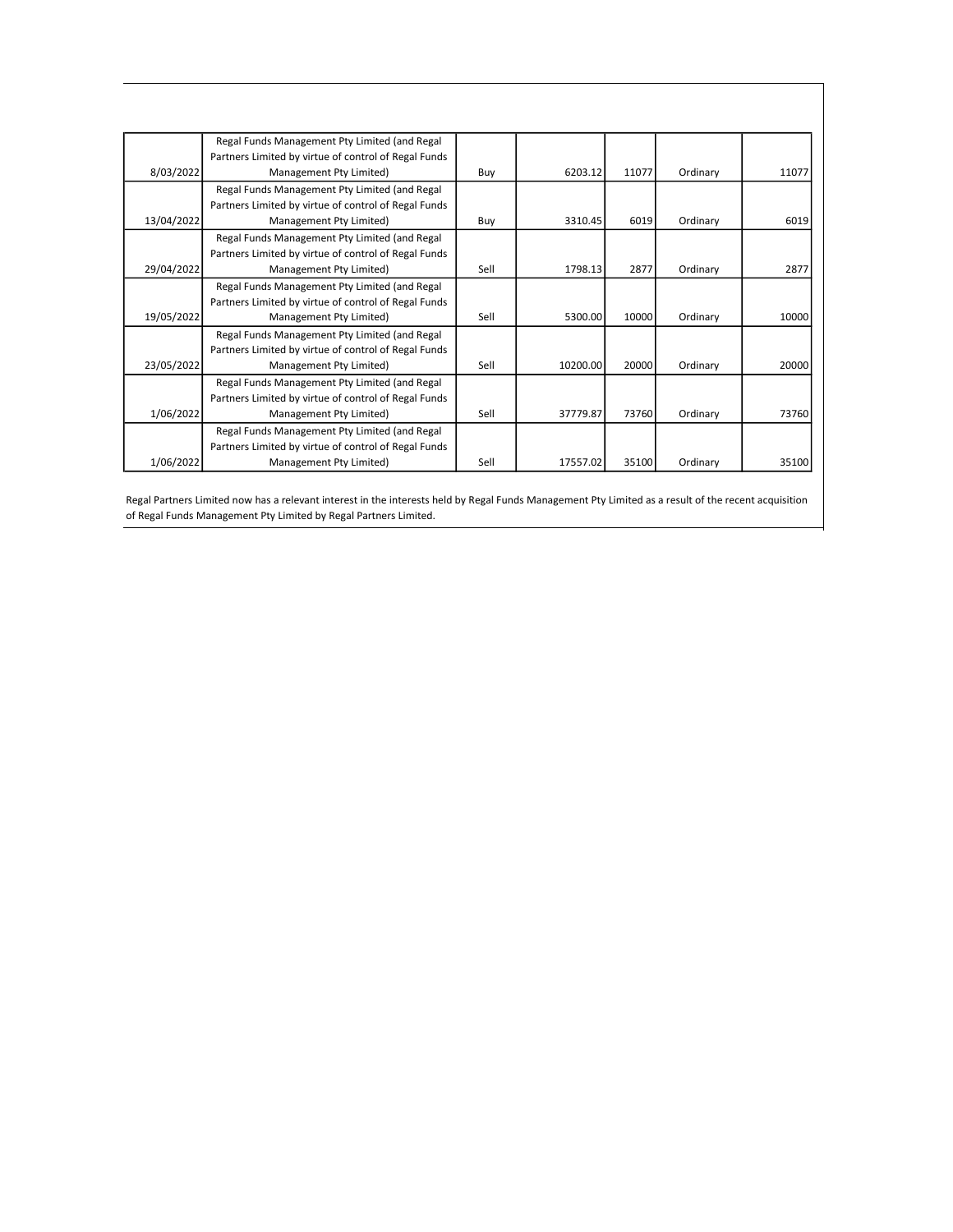| | | | | | | |
|---|---|---|---|---|---|---|
| 8/03/2022 | Regal Funds Management Pty Limited (and Regal Partners Limited by virtue of control of Regal Funds Management Pty Limited) | Buy | 6203.12 | 11077 | Ordinary | 11077 |
| 13/04/2022 | Regal Funds Management Pty Limited (and Regal Partners Limited by virtue of control of Regal Funds Management Pty Limited) | Buy | 3310.45 | 6019 | Ordinary | 6019 |
| 29/04/2022 | Regal Funds Management Pty Limited (and Regal Partners Limited by virtue of control of Regal Funds Management Pty Limited) | Sell | 1798.13 | 2877 | Ordinary | 2877 |
| 19/05/2022 | Regal Funds Management Pty Limited (and Regal Partners Limited by virtue of control of Regal Funds Management Pty Limited) | Sell | 5300.00 | 10000 | Ordinary | 10000 |
| 23/05/2022 | Regal Funds Management Pty Limited (and Regal Partners Limited by virtue of control of Regal Funds Management Pty Limited) | Sell | 10200.00 | 20000 | Ordinary | 20000 |
| 1/06/2022 | Regal Funds Management Pty Limited (and Regal Partners Limited by virtue of control of Regal Funds Management Pty Limited) | Sell | 37779.87 | 73760 | Ordinary | 73760 |
| 1/06/2022 | Regal Funds Management Pty Limited (and Regal Partners Limited by virtue of control of Regal Funds Management Pty Limited) | Sell | 17557.02 | 35100 | Ordinary | 35100 |

Regal Partners Limited now has a relevant interest in the interests held by Regal Funds Management Pty Limited as a result of the recent acquisition of Regal Funds Management Pty Limited by Regal Partners Limited.